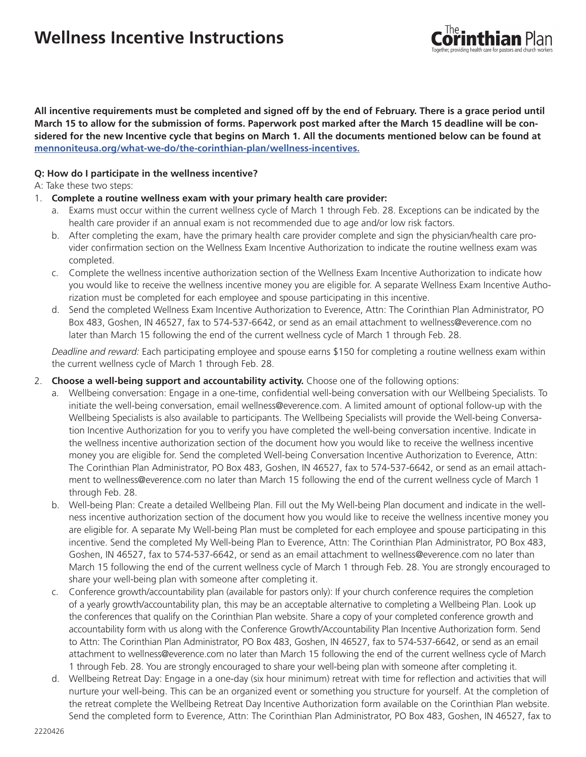# Wellness Incentive Instructions

**All incentive requirements must be completed and signed off by the end of February. There is a grace period until March 15 to allow for the submission of forms. Paperwork post marked after the March 15 deadline will be considered for the new Incentive cycle that begins on March 1. All the documents mentioned below can be found at [mennoniteusa.org/what-we-do/the-corinthian-plan/wellness-incentives.](mennoniteusa.org/what-we-do/the-corinthian-plan/wellness-incentives)**

**Q: How do I participate in the wellness incentive?**

A: Take these two steps:

1. **Complete a routine wellness exam with your primary health care provider:**
   a. Exams must occur within the current wellness cycle of March 1 through Feb. 28. Exceptions can be indicated by the health care provider if an annual exam is not recommended due to age and/or low risk factors.
   b. After completing the exam, have the primary health care provider complete and sign the physician/health care provider confirmation section on the Wellness Exam Incentive Authorization to indicate the routine wellness exam was completed.
   c. Complete the wellness incentive authorization section of the Wellness Exam Incentive Authorization to indicate how you would like to receive the wellness incentive money you are eligible for. A separate Wellness Exam Incentive Authorization must be completed for each employee and spouse participating in this incentive.
   d. Send the completed Wellness Exam Incentive Authorization to Everence, Attn: The Corinthian Plan Administrator, PO Box 483, Goshen, IN 46527, fax to 574-537-6642, or send as an email attachment to wellness@everence.com no later than March 15 following the end of the current wellness cycle of March 1 through Feb. 28.

   *Deadline and reward:* Each participating employee and spouse earns $150 for completing a routine wellness exam within the current wellness cycle of March 1 through Feb. 28.

2. **Choose a well-being support and accountability activity.** Choose one of the following options:
   a. Wellbeing conversation: Engage in a one-time, confidential well-being conversation with our Wellbeing Specialists. To initiate the well-being conversation, email wellness@everence.com. A limited amount of optional follow-up with the Wellbeing Specialists is also available to participants. The Wellbeing Specialists will provide the Well-being Conversation Incentive Authorization for you to verify you have completed the well-being conversation incentive. Indicate in the wellness incentive authorization section of the document how you would like to receive the wellness incentive money you are eligible for. Send the completed Well-being Conversation Incentive Authorization to Everence, Attn: The Corinthian Plan Administrator, PO Box 483, Goshen, IN 46527, fax to 574-537-6642, or send as an email attachment to wellness@everence.com no later than March 15 following the end of the current wellness cycle of March 1 through Feb. 28.
   b. Well-being Plan: Create a detailed Wellbeing Plan. Fill out the My Well-being Plan document and indicate in the wellness incentive authorization section of the document how you would like to receive the wellness incentive money you are eligible for. A separate My Well-being Plan must be completed for each employee and spouse participating in this incentive. Send the completed My Well-being Plan to Everence, Attn: The Corinthian Plan Administrator, PO Box 483, Goshen, IN 46527, fax to 574-537-6642, or send as an email attachment to wellness@everence.com no later than March 15 following the end of the current wellness cycle of March 1 through Feb. 28. You are strongly encouraged to share your well-being plan with someone after completing it.
   c. Conference growth/accountability plan (available for pastors only): If your church conference requires the completion of a yearly growth/accountability plan, this may be an acceptable alternative to completing a Wellbeing Plan. Look up the conferences that qualify on the Corinthian Plan website. Share a copy of your completed conference growth and accountability form with us along with the Conference Growth/Accountability Plan Incentive Authorization form. Send to Attn: The Corinthian Plan Administrator, PO Box 483, Goshen, IN 46527, fax to 574-537-6642, or send as an email attachment to wellness@everence.com no later than March 15 following the end of the current wellness cycle of March 1 through Feb. 28. You are strongly encouraged to share your well-being plan with someone after completing it.
   d. Wellbeing Retreat Day: Engage in a one-day (six hour minimum) retreat with time for reflection and activities that will nurture your well-being. This can be an organized event or something you structure for yourself. At the completion of the retreat complete the Wellbeing Retreat Day Incentive Authorization form available on the Corinthian Plan website. Send the completed form to Everence, Attn: The Corinthian Plan Administrator, PO Box 483, Goshen, IN 46527, fax to

2220426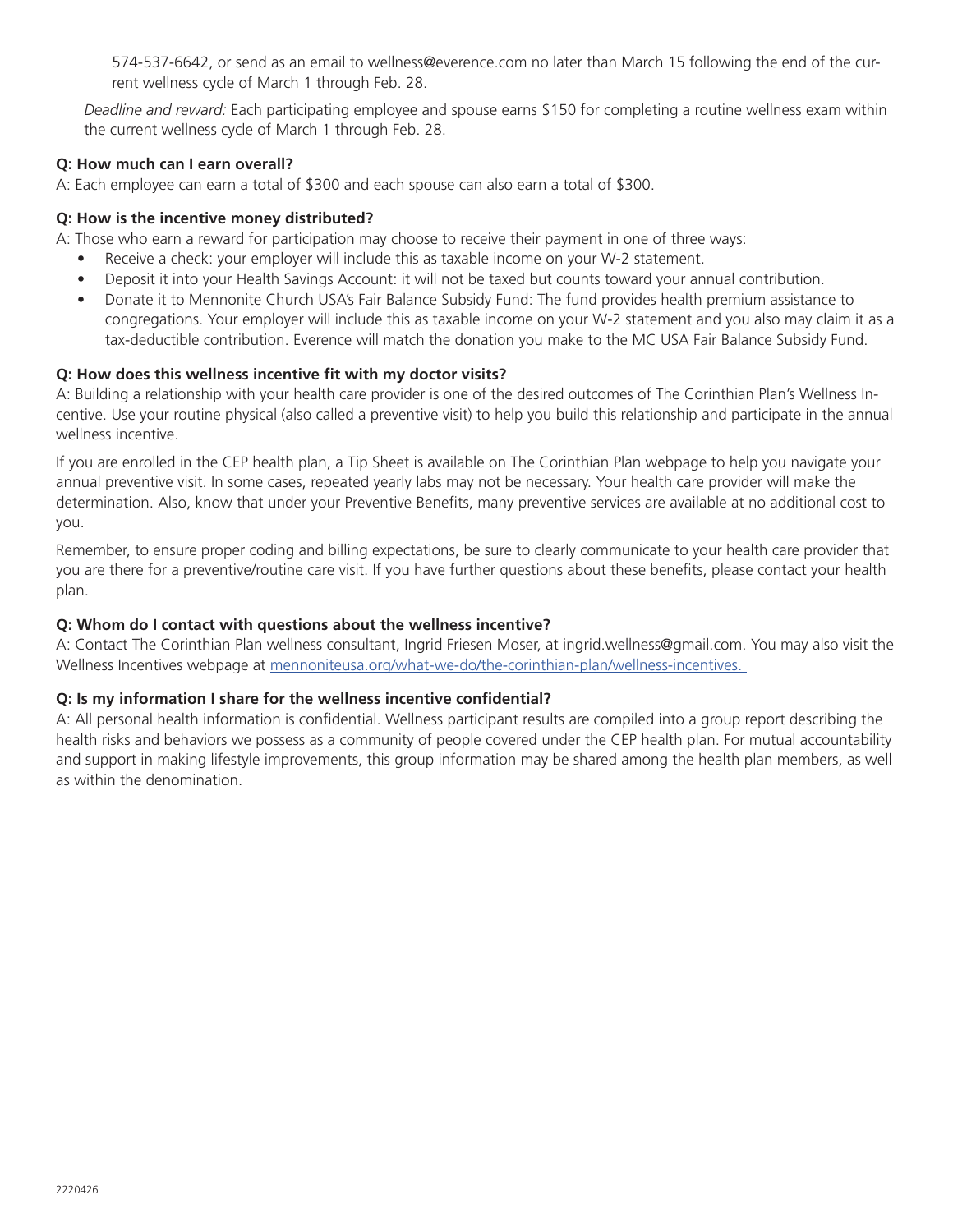574-537-6642, or send as an email to wellness@everence.com no later than March 15 following the end of the current wellness cycle of March 1 through Feb. 28.

*Deadline and reward:* Each participating employee and spouse earns $150 for completing a routine wellness exam within the current wellness cycle of March 1 through Feb. 28.

**Q: How much can I earn overall?**

A: Each employee can earn a total of $300 and each spouse can also earn a total of $300.

**Q: How is the incentive money distributed?**

A: Those who earn a reward for participation may choose to receive their payment in one of three ways:

- Receive a check: your employer will include this as taxable income on your W-2 statement.
- Deposit it into your Health Savings Account: it will not be taxed but counts toward your annual contribution.
- Donate it to Mennonite Church USA's Fair Balance Subsidy Fund: The fund provides health premium assistance to congregations. Your employer will include this as taxable income on your W-2 statement and you also may claim it as a tax-deductible contribution. Everence will match the donation you make to the MC USA Fair Balance Subsidy Fund.

**Q: How does this wellness incentive fit with my doctor visits?**

A: Building a relationship with your health care provider is one of the desired outcomes of The Corinthian Plan's Wellness Incentive. Use your routine physical (also called a preventive visit) to help you build this relationship and participate in the annual wellness incentive.

If you are enrolled in the CEP health plan, a Tip Sheet is available on The Corinthian Plan webpage to help you navigate your annual preventive visit. In some cases, repeated yearly labs may not be necessary. Your health care provider will make the determination. Also, know that under your Preventive Benefits, many preventive services are available at no additional cost to you.

Remember, to ensure proper coding and billing expectations, be sure to clearly communicate to your health care provider that you are there for a preventive/routine care visit. If you have further questions about these benefits, please contact your health plan.

**Q: Whom do I contact with questions about the wellness incentive?**

A: Contact The Corinthian Plan wellness consultant, Ingrid Friesen Moser, at ingrid.wellness@gmail.com. You may also visit the Wellness Incentives webpage at mennoniteusa.org/what-we-do/the-corinthian-plan/wellness-incentives.

**Q: Is my information I share for the wellness incentive confidential?**

A: All personal health information is confidential. Wellness participant results are compiled into a group report describing the health risks and behaviors we possess as a community of people covered under the CEP health plan. For mutual accountability and support in making lifestyle improvements, this group information may be shared among the health plan members, as well as within the denomination.

2220426